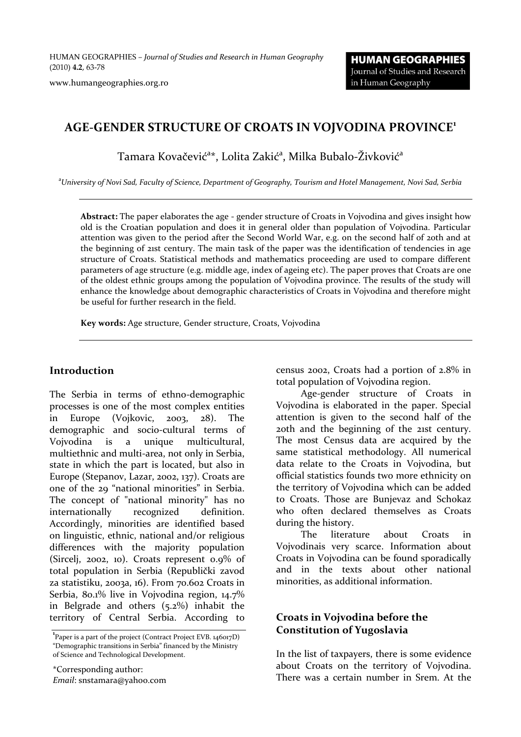# AGE-GENDER STRUCTURE OF CROATS IN VOJVODINA PROVINCE[1]

Tamara Kovačević[a*], Lolita Zakić[a], Milka Bubalo-Živković[a]

[a]*University of Novi Sad, Faculty of Science, Department of Geography, Tourism and Hotel Management, Novi Sad, Serbia*

**Abstract:** The paper elaborates the age - gender structure of Croats in Vojvodina and gives insight how old is the Croatian population and does it in general older than population of Vojvodina. Particular attention was given to the period after the Second World War, e.g. on the second half of 20th and at the beginning of 21st century. The main task of the paper was the identification of tendencies in age structure of Croats. Statistical methods and mathematics proceeding are used to compare different parameters of age structure (e.g. middle age, index of ageing etc). The paper proves that Croats are one of the oldest ethnic groups among the population of Vojvodina province. The results of the study will enhance the knowledge about demographic characteristics of Croats in Vojvodina and therefore might be useful for further research in the field.

**Key words:** Age structure, Gender structure, Croats, Vojvodina

## Introduction

The Serbia in terms of ethno-demographic processes is one of the most complex entities in Europe (Vojkovic, 2003, 28). The demographic and socio-cultural terms of Vojvodina is a unique multicultural, multiethnic and multi-area, not only in Serbia, state in which the part is located, but also in Europe (Stepanov, Lazar, 2002, 137). Croats are one of the 29 "national minorities" in Serbia. The concept of "national minority" has no internationally recognized definition. Accordingly, minorities are identified based on linguistic, ethnic, national and/or religious differences with the majority population (Sircelj, 2002, 10). Croats represent 0.9% of total population in Serbia (Republički zavod za statistiku, 2003a, 16). From 70.602 Croats in Serbia, 80.1% live in Vojvodina region, 14.7% in Belgrade and others (5.2%) inhabit the territory of Central Serbia. According to census 2002, Croats had a portion of 2.8% in total population of Vojvodina region.

Age-gender structure of Croats in Vojvodina is elaborated in the paper. Special attention is given to the second half of the 20th and the beginning of the 21st century. The most Census data are acquired by the same statistical methodology. All numerical data relate to the Croats in Vojvodina, but official statistics founds two more ethnicity on the territory of Vojvodina which can be added to Croats. Those are Bunjevaz and Schokaz who often declared themselves as Croats during the history.

The literature about Croats in Vojvodinais very scarce. Information about Croats in Vojvodina can be found sporadically and in the texts about other national minorities, as additional information.

## Croats in Vojvodina before the Constitution of Yugoslavia

In the list of taxpayers, there is some evidence about Croats on the territory of Vojvodina. There was a certain number in Srem. At the

[1]Paper is a part of the project (Contract Project EVB. 146017D) "Demographic transitions in Serbia" financed by the Ministry of Science and Technological Development.

*Corresponding author:
*Email*: snstamara@yahoo.com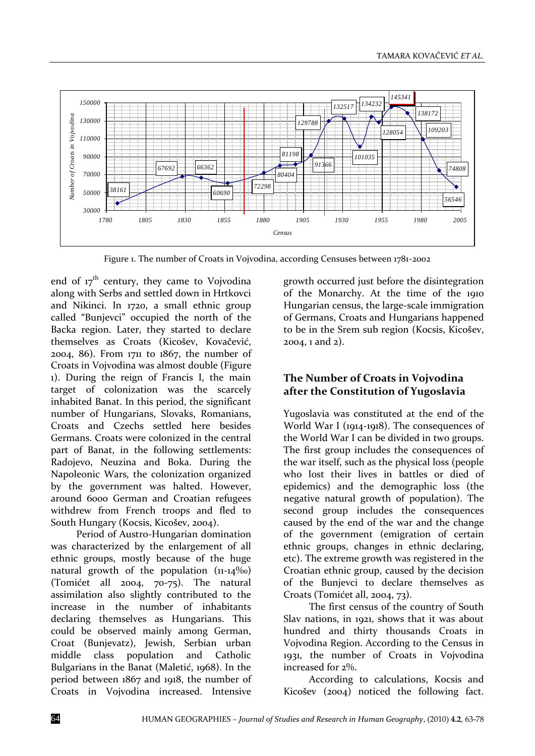Figure 1. The number of Croats in Vojvodina, according Censuses between 1781-2002

end of 17th century, they came to Vojvodina along with Serbs and settled down in Hrtkovci and Nikinci. In 1720, a small ethnic group called "Bunjevci" occupied the north of the Backa region. Later, they started to declare themselves as Croats (Kicošev, Kovačević, 2004, 86). From 1711 to 1867, the number of Croats in Vojvodina was almost double (Figure 1). During the reign of Francis I, the main target of colonization was the scarcely inhabited Banat. In this period, the significant number of Hungarians, Slovaks, Romanians, Croats and Czechs settled here besides Germans. Croats were colonized in the central part of Banat, in the following settlements: Radojevo, Neuzina and Boka. During the Napoleonic Wars, the colonization organized by the government was halted. However, around 6000 German and Croatian refugees withdrew from French troops and fled to South Hungary (Kocsis, Kicošev, 2004).

Period of Austro-Hungarian domination was characterized by the enlargement of all ethnic groups, mostly because of the huge natural growth of the population (11-14‰) (Tomićet all 2004, 70-75). The natural assimilation also slightly contributed to the increase in the number of inhabitants declaring themselves as Hungarians. This could be observed mainly among German, Croat (Bunjevatz), Jewish, Serbian urban middle class population and Catholic Bulgarians in the Banat (Maletić, 1968). In the period between 1867 and 1918, the number of Croats in Vojvodina increased. Intensive growth occurred just before the disintegration of the Monarchy. At the time of the 1910 Hungarian census, the large-scale immigration of Germans, Croats and Hungarians happened to be in the Srem sub region (Kocsis, Kicošev, 2004, 1 and 2).

## The Number of Croats in Vojvodina after the Constitution of Yugoslavia

Yugoslavia was constituted at the end of the World War I (1914-1918). The consequences of the World War I can be divided in two groups. The first group includes the consequences of the war itself, such as the physical loss (people who lost their lives in battles or died of epidemics) and the demographic loss (the negative natural growth of population). The second group includes the consequences caused by the end of the war and the change of the government (emigration of certain ethnic groups, changes in ethnic declaring, etc). The extreme growth was registered in the Croatian ethnic group, caused by the decision of the Bunjevci to declare themselves as Croats (Tomićet all, 2004, 73).

The first census of the country of South Slav nations, in 1921, shows that it was about hundred and thirty thousands Croats in Vojvodina Region. According to the Census in 1931, the number of Croats in Vojvodina increased for 2%.

According to calculations, Kocsis and Kicošev (2004) noticed the following fact.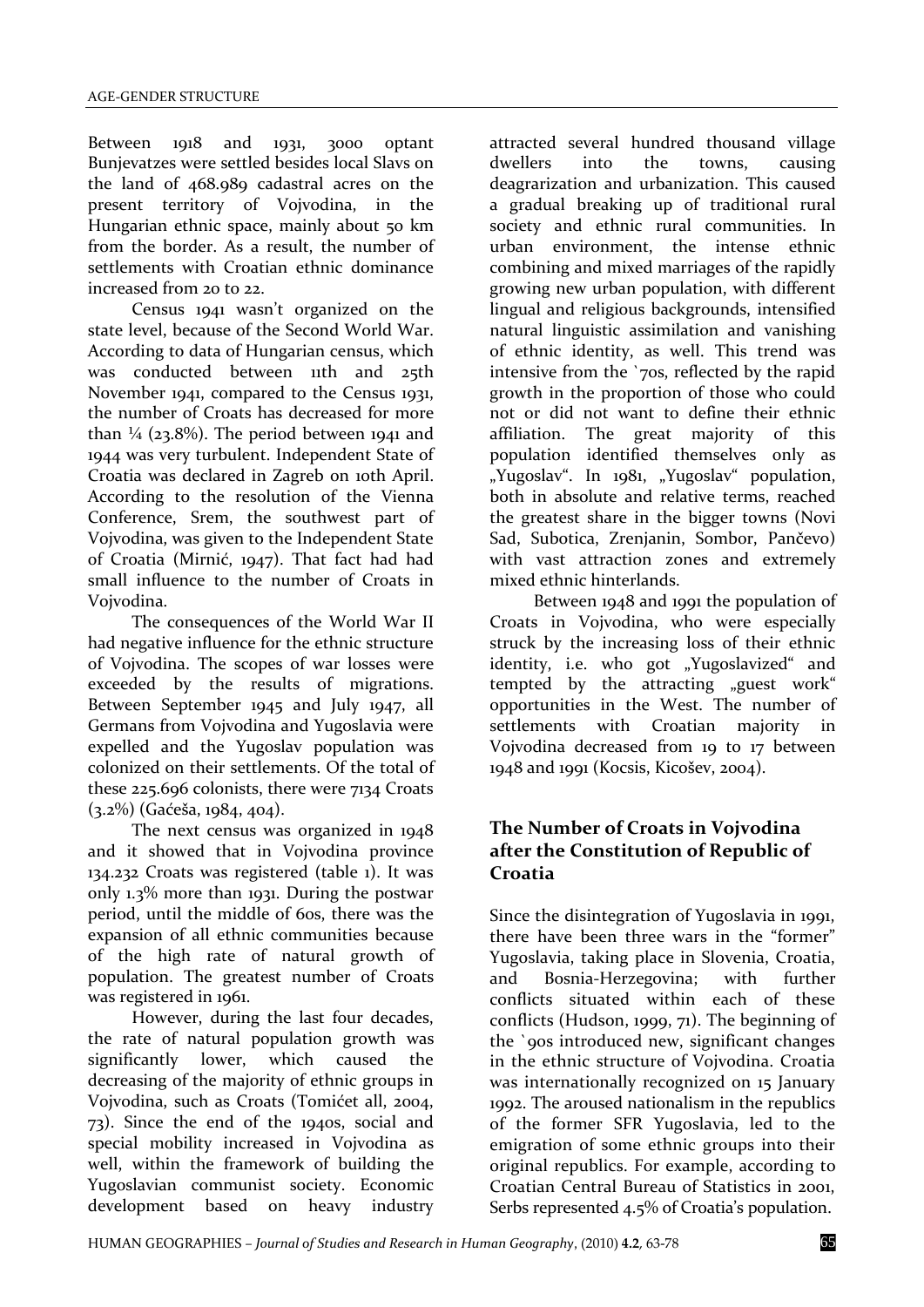Between 1918 and 1931, 3000 optant Bunjevatzes were settled besides local Slavs on the land of 468.989 cadastral acres on the present territory of Vojvodina, in the Hungarian ethnic space, mainly about 50 km from the border. As a result, the number of settlements with Croatian ethnic dominance increased from 20 to 22.

Census 1941 wasn't organized on the state level, because of the Second World War. According to data of Hungarian census, which was conducted between 11th and 25th November 1941, compared to the Census 1931, the number of Croats has decreased for more than ¼ (23.8%). The period between 1941 and 1944 was very turbulent. Independent State of Croatia was declared in Zagreb on 10th April. According to the resolution of the Vienna Conference, Srem, the southwest part of Vojvodina, was given to the Independent State of Croatia (Mirnić, 1947). That fact had had small influence to the number of Croats in Vojvodina.

The consequences of the World War II had negative influence for the ethnic structure of Vojvodina. The scopes of war losses were exceeded by the results of migrations. Between September 1945 and July 1947, all Germans from Vojvodina and Yugoslavia were expelled and the Yugoslav population was colonized on their settlements. Of the total of these 225.696 colonists, there were 7134 Croats (3.2%) (Gaćeša, 1984, 404).

The next census was organized in 1948 and it showed that in Vojvodina province 134.232 Croats was registered (table 1). It was only 1.3% more than 1931. During the postwar period, until the middle of 60s, there was the expansion of all ethnic communities because of the high rate of natural growth of population. The greatest number of Croats was registered in 1961.

However, during the last four decades, the rate of natural population growth was significantly lower, which caused the decreasing of the majority of ethnic groups in Vojvodina, such as Croats (Tomićet all, 2004, 73). Since the end of the 1940s, social and special mobility increased in Vojvodina as well, within the framework of building the Yugoslavian communist society. Economic development based on heavy industry attracted several hundred thousand village dwellers into the towns, causing deagrarization and urbanization. This caused a gradual breaking up of traditional rural society and ethnic rural communities. In urban environment, the intense ethnic combining and mixed marriages of the rapidly growing new urban population, with different lingual and religious backgrounds, intensified natural linguistic assimilation and vanishing of ethnic identity, as well. This trend was intensive from the `70s, reflected by the rapid growth in the proportion of those who could not or did not want to define their ethnic affiliation. The great majority of this population identified themselves only as „Yugoslav". In 1981, „Yugoslav" population, both in absolute and relative terms, reached the greatest share in the bigger towns (Novi Sad, Subotica, Zrenjanin, Sombor, Pančevo) with vast attraction zones and extremely mixed ethnic hinterlands.

Between 1948 and 1991 the population of Croats in Vojvodina, who were especially struck by the increasing loss of their ethnic identity, i.e. who got „Yugoslavized" and tempted by the attracting „guest work" opportunities in the West. The number of settlements with Croatian majority in Vojvodina decreased from 19 to 17 between 1948 and 1991 (Kocsis, Kicošev, 2004).

## The Number of Croats in Vojvodina after the Constitution of Republic of Croatia

Since the disintegration of Yugoslavia in 1991, there have been three wars in the "former" Yugoslavia, taking place in Slovenia, Croatia, and Bosnia-Herzegovina; with further conflicts situated within each of these conflicts (Hudson, 1999, 71). The beginning of the `90s introduced new, significant changes in the ethnic structure of Vojvodina. Croatia was internationally recognized on 15 January 1992. The aroused nationalism in the republics of the former SFR Yugoslavia, led to the emigration of some ethnic groups into their original republics. For example, according to Croatian Central Bureau of Statistics in 2001, Serbs represented 4.5% of Croatia's population.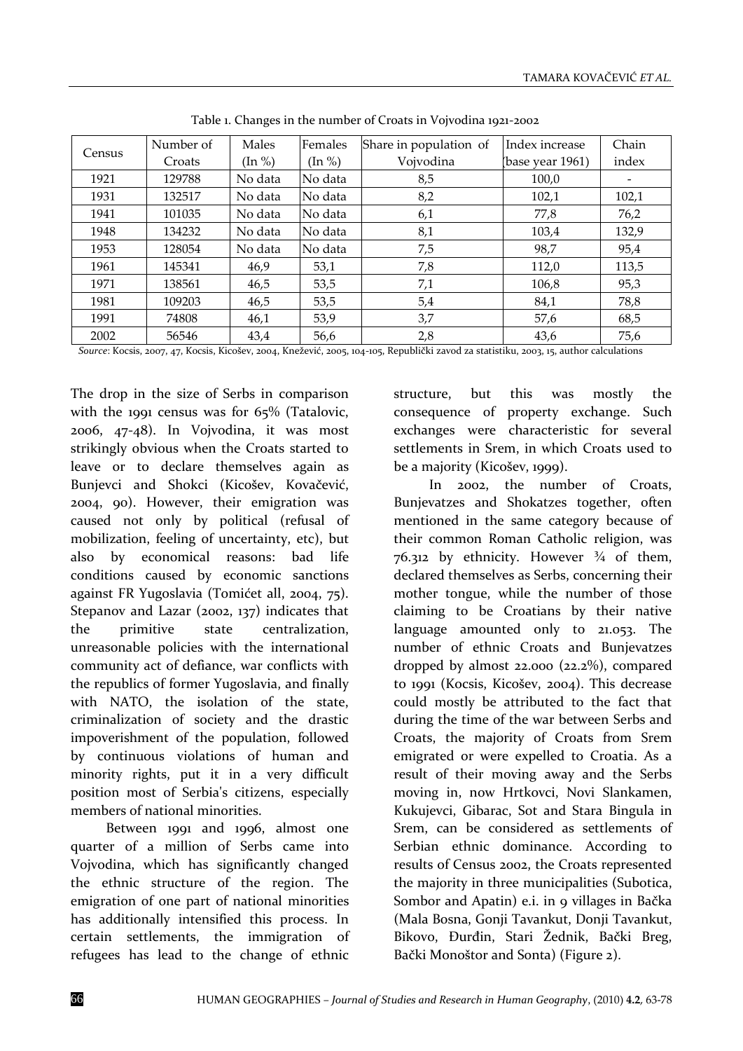Table 1. Changes in the number of Croats in Vojvodina 1921-2002

| Census | Number of Croats | Males (In %) | Females (In %) | Share in population of Vojvodina | Index increase (base year 1961) | Chain index |
|---|---|---|---|---|---|---|
| 1921 | 129788 | No data | No data | 8,5 | 100,0 | - |
| 1931 | 132517 | No data | No data | 8,2 | 102,1 | 102,1 |
| 1941 | 101035 | No data | No data | 6,1 | 77,8 | 76,2 |
| 1948 | 134232 | No data | No data | 8,1 | 103,4 | 132,9 |
| 1953 | 128054 | No data | No data | 7,5 | 98,7 | 95,4 |
| 1961 | 145341 | 46,9 | 53,1 | 7,8 | 112,0 | 113,5 |
| 1971 | 138561 | 46,5 | 53,5 | 7,1 | 106,8 | 95,3 |
| 1981 | 109203 | 46,5 | 53,5 | 5,4 | 84,1 | 78,8 |
| 1991 | 74808 | 46,1 | 53,9 | 3,7 | 57,6 | 68,5 |
| 2002 | 56546 | 43,4 | 56,6 | 2,8 | 43,6 | 75,6 |

*Source*: Kocsis, 2007, 47, Kocsis, Kicošev, 2004, Knežević, 2005, 104-105, Republički zavod za statistiku, 2003, 15, author calculations

The drop in the size of Serbs in comparison with the 1991 census was for 65% (Tatalovic, 2006, 47-48). In Vojvodina, it was most strikingly obvious when the Croats started to leave or to declare themselves again as Bunjevci and Shokci (Kicošev, Kovačević, 2004, 90). However, their emigration was caused not only by political (refusal of mobilization, feeling of uncertainty, etc), but also by economical reasons: bad life conditions caused by economic sanctions against FR Yugoslavia (Tomićet all, 2004, 75). Stepanov and Lazar (2002, 137) indicates that the primitive state centralization, unreasonable policies with the international community act of defiance, war conflicts with the republics of former Yugoslavia, and finally with NATO, the isolation of the state, criminalization of society and the drastic impoverishment of the population, followed by continuous violations of human and minority rights, put it in a very difficult position most of Serbia's citizens, especially members of national minorities.

Between 1991 and 1996, almost one quarter of a million of Serbs came into Vojvodina, which has significantly changed the ethnic structure of the region. The emigration of one part of national minorities has additionally intensified this process. In certain settlements, the immigration of refugees has lead to the change of ethnic structure, but this was mostly the consequence of property exchange. Such exchanges were characteristic for several settlements in Srem, in which Croats used to be a majority (Kicošev, 1999).

In 2002, the number of Croats, Bunjevatzes and Shokatzes together, often mentioned in the same category because of their common Roman Catholic religion, was 76.312 by ethnicity. However ¾ of them, declared themselves as Serbs, concerning their mother tongue, while the number of those claiming to be Croatians by their native language amounted only to 21.053. The number of ethnic Croats and Bunjevatzes dropped by almost 22.000 (22.2%), compared to 1991 (Kocsis, Kicošev, 2004). This decrease could mostly be attributed to the fact that during the time of the war between Serbs and Croats, the majority of Croats from Srem emigrated or were expelled to Croatia. As a result of their moving away and the Serbs moving in, now Hrtkovci, Novi Slankamen, Kukujevci, Gibarac, Sot and Stara Bingula in Srem, can be considered as settlements of Serbian ethnic dominance. According to results of Census 2002, the Croats represented the majority in three municipalities (Subotica, Sombor and Apatin) e.i. in 9 villages in Bačka (Mala Bosna, Gonji Tavankut, Donji Tavankut, Bikovo, Đurđin, Stari Žednik, Bački Breg, Bački Monoštor and Sonta) (Figure 2).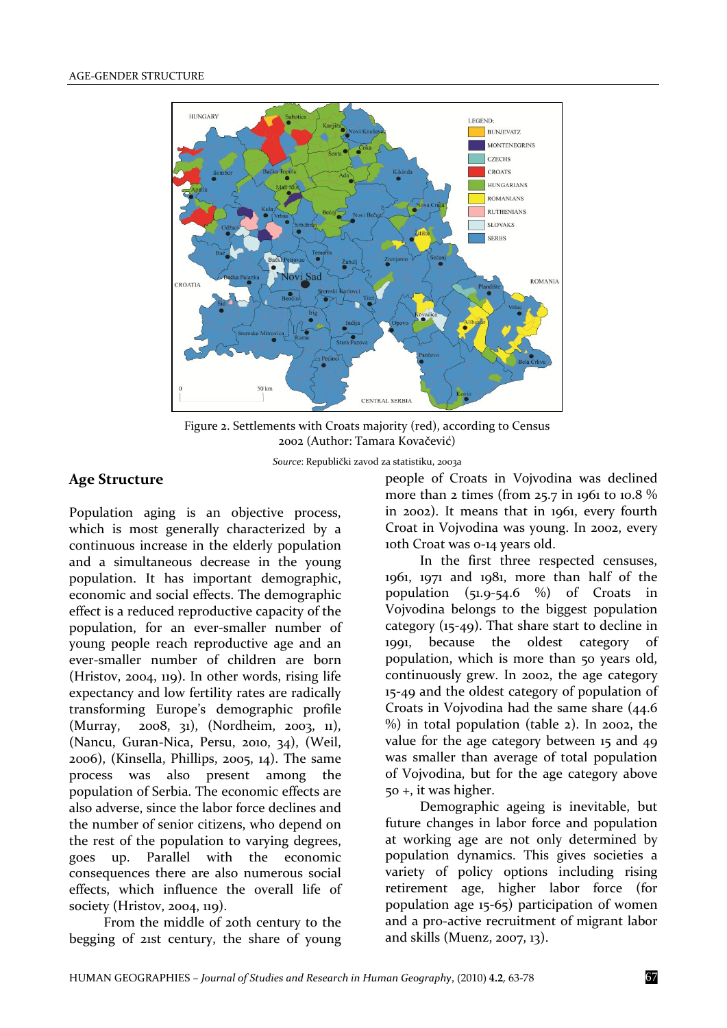Figure 2. Settlements with Croats majority (red), according to Census 2002 (Author: Tamara Kovačević)

*Source*: Republički zavod za statistiku, 2003a

## Age Structure

Population aging is an objective process, which is most generally characterized by a continuous increase in the elderly population and a simultaneous decrease in the young population. It has important demographic, economic and social effects. The demographic effect is a reduced reproductive capacity of the population, for an ever-smaller number of young people reach reproductive age and an ever-smaller number of children are born (Hristov, 2004, 119). In other words, rising life expectancy and low fertility rates are radically transforming Europe's demographic profile (Murray, 2008, 31), (Nordheim, 2003, 11), (Nancu, Guran-Nica, Persu, 2010, 34), (Weil, 2006), (Kinsella, Phillips, 2005, 14). The same process was also present among the population of Serbia. The economic effects are also adverse, since the labor force declines and the number of senior citizens, who depend on the rest of the population to varying degrees, goes up. Parallel with the economic consequences there are also numerous social effects, which influence the overall life of society (Hristov, 2004, 119).

From the middle of 20th century to the begging of 21st century, the share of young people of Croats in Vojvodina was declined more than 2 times (from 25.7 in 1961 to 10.8 % in 2002). It means that in 1961, every fourth Croat in Vojvodina was young. In 2002, every 10th Croat was 0-14 years old.

In the first three respected censuses, 1961, 1971 and 1981, more than half of the population (51.9-54.6 %) of Croats in Vojvodina belongs to the biggest population category (15-49). That share start to decline in 1991, because the oldest category of population, which is more than 50 years old, continuously grew. In 2002, the age category 15-49 and the oldest category of population of Croats in Vojvodina had the same share (44.6 %) in total population (table 2). In 2002, the value for the age category between 15 and 49 was smaller than average of total population of Vojvodina, but for the age category above 50 +, it was higher.

Demographic ageing is inevitable, but future changes in labor force and population at working age are not only determined by population dynamics. This gives societies a variety of policy options including rising retirement age, higher labor force (for population age 15-65) participation of women and a pro-active recruitment of migrant labor and skills (Muenz, 2007, 13).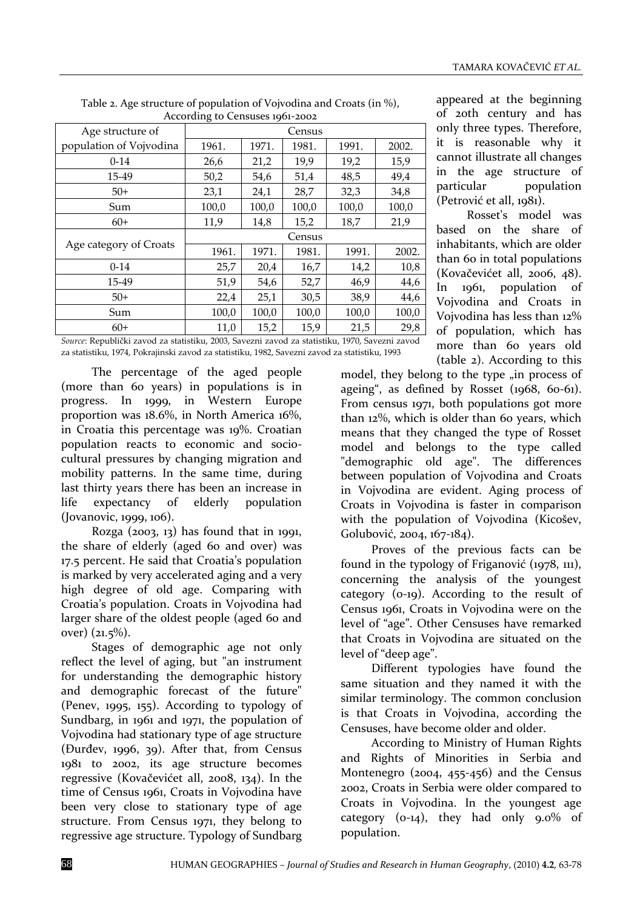Table 2. Age structure of population of Vojvodina and Croats (in %), According to Censuses 1961-2002

| Age structure of population of Vojvodina | Census | | | | |
|---|---|---|---|---|---|
| | 1961. | 1971. | 1981. | 1991. | 2002. |
| 0-14 | 26,6 | 21,2 | 19,9 | 19,2 | 15,9 |
| 15-49 | 50,2 | 54,6 | 51,4 | 48,5 | 49,4 |
| 50+ | 23,1 | 24,1 | 28,7 | 32,3 | 34,8 |
| Sum | 100,0 | 100,0 | 100,0 | 100,0 | 100,0 |
| 60+ | 11,9 | 14,8 | 15,2 | 18,7 | 21,9 |
| Age category of Croats | Census | | | | |
| | 1961. | 1971. | 1981. | 1991. | 2002. |
| 0-14 | 25,7 | 20,4 | 16,7 | 14,2 | 10,8 |
| 15-49 | 51,9 | 54,6 | 52,7 | 46,9 | 44,6 |
| 50+ | 22,4 | 25,1 | 30,5 | 38,9 | 44,6 |
| Sum | 100,0 | 100,0 | 100,0 | 100,0 | 100,0 |
| 60+ | 11,0 | 15,2 | 15,9 | 21,5 | 29,8 |

*Source*: Republički zavod za statistiku, 2003, Savezni zavod za statistiku, 1970, Savezni zavod za statistiku, 1974, Pokrajinski zavod za statistiku, 1982, Savezni zavod za statistiku, 1993

The percentage of the aged people (more than 60 years) in populations is in progress. In 1999, in Western Europe proportion was 18.6%, in North America 16%, in Croatia this percentage was 19%. Croatian population reacts to economic and socio-cultural pressures by changing migration and mobility patterns. In the same time, during last thirty years there has been an increase in life expectancy of elderly population (Jovanovic, 1999, 106).

Rozga (2003, 13) has found that in 1991, the share of elderly (aged 60 and over) was 17.5 percent. He said that Croatia's population is marked by very accelerated aging and a very high degree of old age. Comparing with Croatia's population. Croats in Vojvodina had larger share of the oldest people (aged 60 and over) (21.5%).

Stages of demographic age not only reflect the level of aging, but "an instrument for understanding the demographic history and demographic forecast of the future" (Penev, 1995, 155). According to typology of Sundbarg, in 1961 and 1971, the population of Vojvodina had stationary type of age structure (Đurđev, 1996, 39). After that, from Census 1981 to 2002, its age structure becomes regressive (Kovačevićet all, 2008, 134). In the time of Census 1961, Croats in Vojvodina have been very close to stationary type of age structure. From Census 1971, they belong to regressive age structure. Typology of Sundbarg appeared at the beginning of 20th century and has only three types. Therefore, it is reasonable why it cannot illustrate all changes in the age structure of particular population (Petrović et all, 1981).

Rosset's model was based on the share of inhabitants, which are older than 60 in total populations (Kovačevićet all, 2006, 48). In 1961, population of Vojvodina and Croats in Vojvodina has less than 12% of population, which has more than 60 years old (table 2). According to this model, they belong to the type „in process of ageing", as defined by Rosset (1968, 60-61). From census 1971, both populations got more than 12%, which is older than 60 years, which means that they changed the type of Rosset model and belongs to the type called "demographic old age". The differences between population of Vojvodina and Croats in Vojvodina are evident. Aging process of Croats in Vojvodina is faster in comparison with the population of Vojvodina (Kicošev, Golubović, 2004, 167-184).

Proves of the previous facts can be found in the typology of Friganović (1978, 111), concerning the analysis of the youngest category (0-19). According to the result of Census 1961, Croats in Vojvodina were on the level of "age". Other Censuses have remarked that Croats in Vojvodina are situated on the level of "deep age".

Different typologies have found the same situation and they named it with the similar terminology. The common conclusion is that Croats in Vojvodina, according the Censuses, have become older and older.

According to Ministry of Human Rights and Rights of Minorities in Serbia and Montenegro (2004, 455-456) and the Census 2002, Croats in Serbia were older compared to Croats in Vojvodina. In the youngest age category (0-14), they had only 9.0% of population.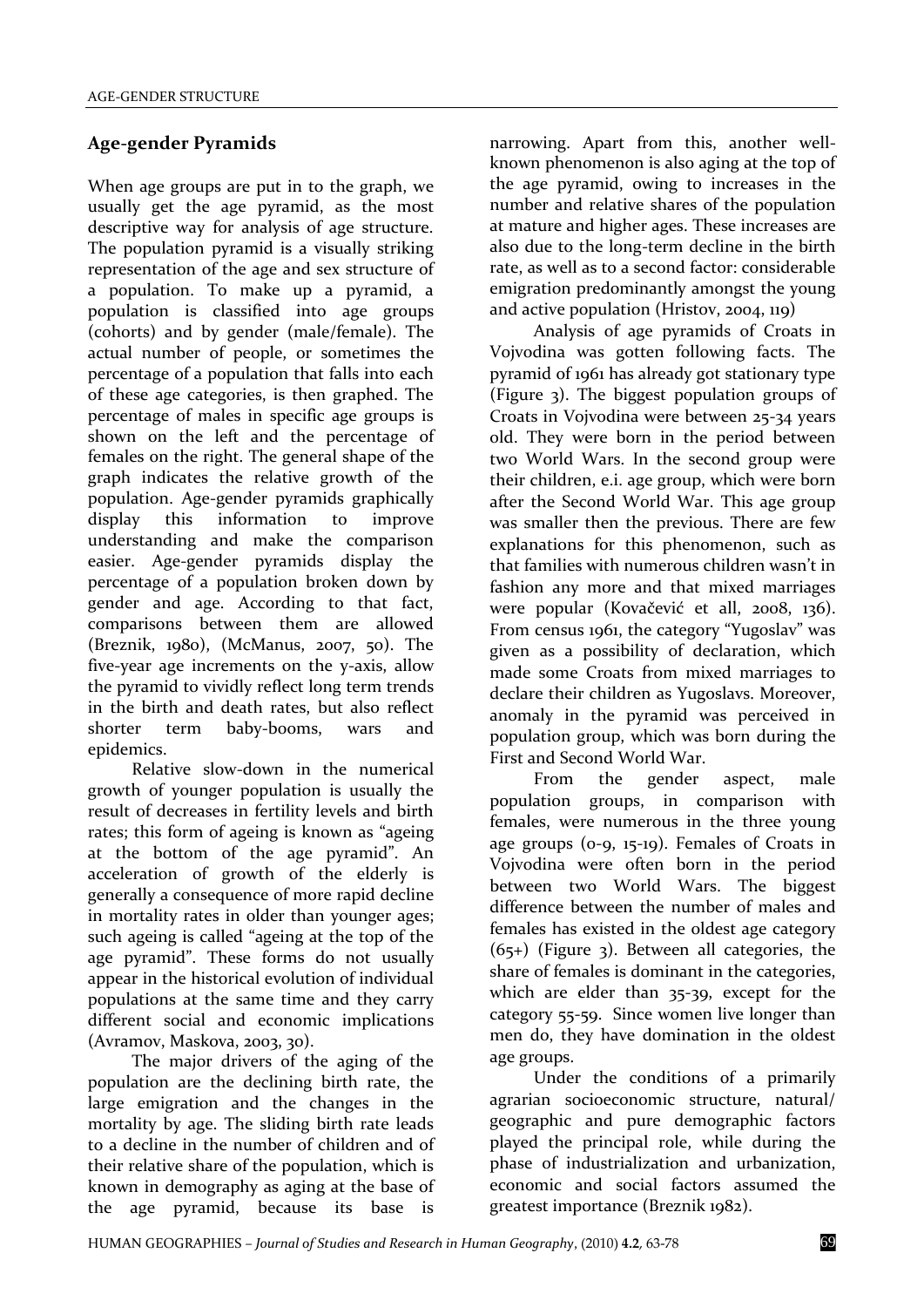## Age-gender Pyramids

When age groups are put in to the graph, we usually get the age pyramid, as the most descriptive way for analysis of age structure. The population pyramid is a visually striking representation of the age and sex structure of a population. To make up a pyramid, a population is classified into age groups (cohorts) and by gender (male/female). The actual number of people, or sometimes the percentage of a population that falls into each of these age categories, is then graphed. The percentage of males in specific age groups is shown on the left and the percentage of females on the right. The general shape of the graph indicates the relative growth of the population. Age-gender pyramids graphically display this information to improve understanding and make the comparison easier. Age-gender pyramids display the percentage of a population broken down by gender and age. According to that fact, comparisons between them are allowed (Breznik, 1980), (McManus, 2007, 50). The five-year age increments on the y-axis, allow the pyramid to vividly reflect long term trends in the birth and death rates, but also reflect shorter term baby-booms, wars and epidemics.

Relative slow-down in the numerical growth of younger population is usually the result of decreases in fertility levels and birth rates; this form of ageing is known as "ageing at the bottom of the age pyramid". An acceleration of growth of the elderly is generally a consequence of more rapid decline in mortality rates in older than younger ages; such ageing is called "ageing at the top of the age pyramid". These forms do not usually appear in the historical evolution of individual populations at the same time and they carry different social and economic implications (Avramov, Maskova, 2003, 30).

The major drivers of the aging of the population are the declining birth rate, the large emigration and the changes in the mortality by age. The sliding birth rate leads to a decline in the number of children and of their relative share of the population, which is known in demography as aging at the base of the age pyramid, because its base is narrowing. Apart from this, another well-known phenomenon is also aging at the top of the age pyramid, owing to increases in the number and relative shares of the population at mature and higher ages. These increases are also due to the long-term decline in the birth rate, as well as to a second factor: considerable emigration predominantly amongst the young and active population (Hristov, 2004, 119)

Analysis of age pyramids of Croats in Vojvodina was gotten following facts. The pyramid of 1961 has already got stationary type (Figure 3). The biggest population groups of Croats in Vojvodina were between 25-34 years old. They were born in the period between two World Wars. In the second group were their children, e.i. age group, which were born after the Second World War. This age group was smaller then the previous. There are few explanations for this phenomenon, such as that families with numerous children wasn't in fashion any more and that mixed marriages were popular (Kovačević et all, 2008, 136). From census 1961, the category "Yugoslav" was given as a possibility of declaration, which made some Croats from mixed marriages to declare their children as Yugoslavs. Moreover, anomaly in the pyramid was perceived in population group, which was born during the First and Second World War.

From the gender aspect, male population groups, in comparison with females, were numerous in the three young age groups (0-9, 15-19). Females of Croats in Vojvodina were often born in the period between two World Wars. The biggest difference between the number of males and females has existed in the oldest age category (65+) (Figure 3). Between all categories, the share of females is dominant in the categories, which are elder than 35-39, except for the category 55-59. Since women live longer than men do, they have domination in the oldest age groups.

Under the conditions of a primarily agrarian socioeconomic structure, natural/ geographic and pure demographic factors played the principal role, while during the phase of industrialization and urbanization, economic and social factors assumed the greatest importance (Breznik 1982).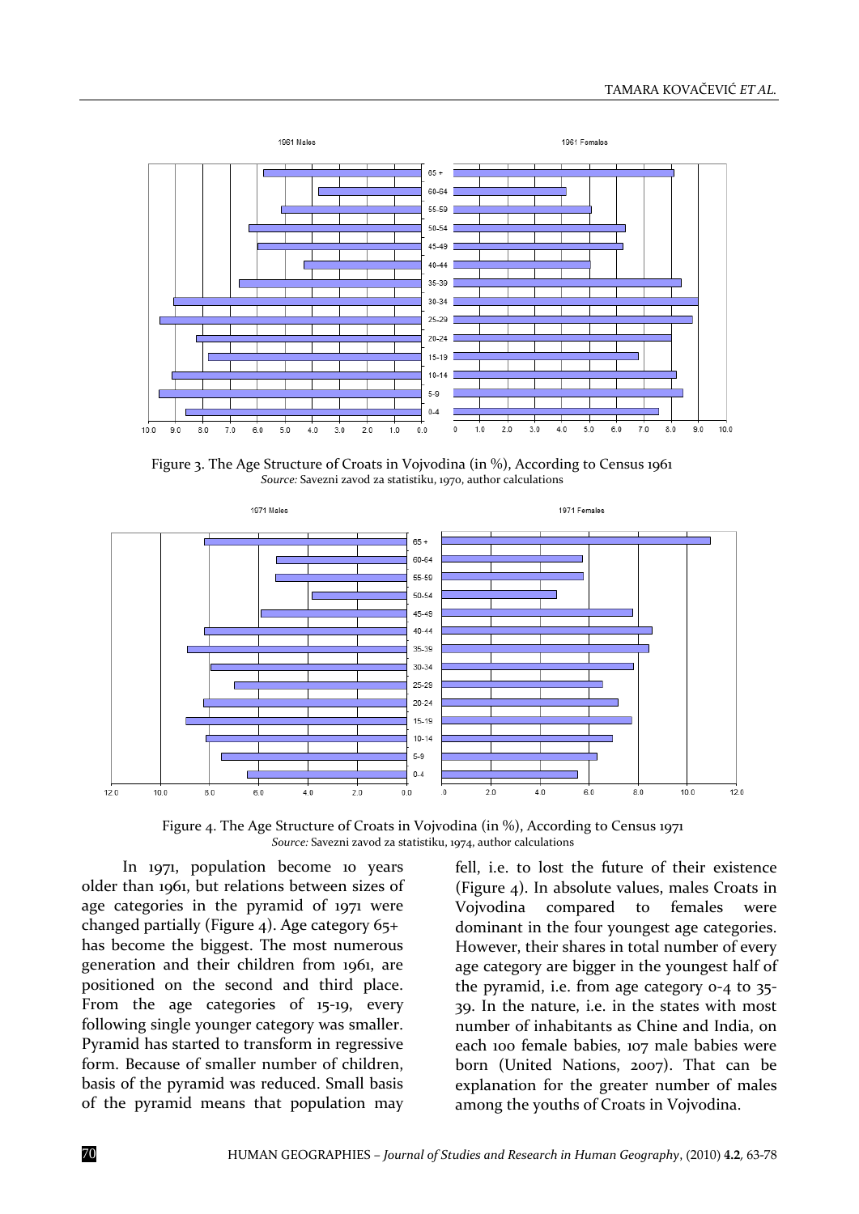Figure 3. The Age Structure of Croats in Vojvodina (in %), According to Census 1961
*Source:* Savezni zavod za statistiku, 1970, author calculations

Figure 4. The Age Structure of Croats in Vojvodina (in %), According to Census 1971
*Source:* Savezni zavod za statistiku, 1974, author calculations

In 1971, population become 10 years older than 1961, but relations between sizes of age categories in the pyramid of 1971 were changed partially (Figure 4). Age category 65+ has become the biggest. The most numerous generation and their children from 1961, are positioned on the second and third place. From the age categories of 15-19, every following single younger category was smaller. Pyramid has started to transform in regressive form. Because of smaller number of children, basis of the pyramid was reduced. Small basis of the pyramid means that population may fell, i.e. to lost the future of their existence (Figure 4). In absolute values, males Croats in Vojvodina compared to females were dominant in the four youngest age categories. However, their shares in total number of every age category are bigger in the youngest half of the pyramid, i.e. from age category 0-4 to 35-39. In the nature, i.e. in the states with most number of inhabitants as Chine and India, on each 100 female babies, 107 male babies were born (United Nations, 2007). That can be explanation for the greater number of males among the youths of Croats in Vojvodina.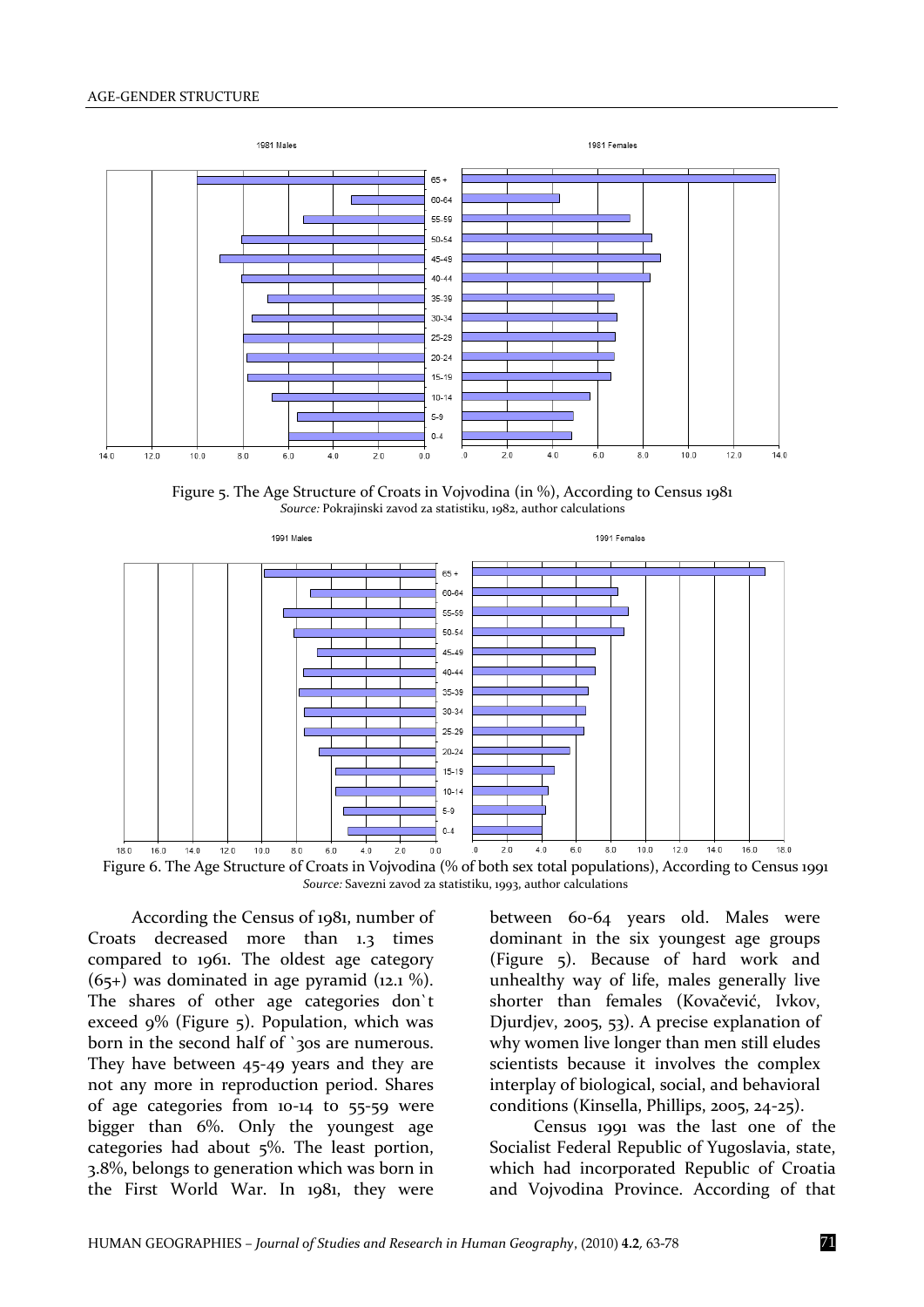Figure 5. The Age Structure of Croats in Vojvodina (in %), According to Census 1981
*Source:* Pokrajinski zavod za statistiku, 1982, author calculations

Figure 6. The Age Structure of Croats in Vojvodina (% of both sex total populations), According to Census 1991
*Source:* Savezni zavod za statistiku, 1993, author calculations

According the Census of 1981, number of Croats decreased more than 1.3 times compared to 1961. The oldest age category (65+) was dominated in age pyramid (12.1 %). The shares of other age categories don`t exceed 9% (Figure 5). Population, which was born in the second half of `30s are numerous. They have between 45-49 years and they are not any more in reproduction period. Shares of age categories from 10-14 to 55-59 were bigger than 6%. Only the youngest age categories had about 5%. The least portion, 3.8%, belongs to generation which was born in the First World War. In 1981, they were between 60-64 years old. Males were dominant in the six youngest age groups (Figure 5). Because of hard work and unhealthy way of life, males generally live shorter than females (Kovačević, Ivkov, Djurdjev, 2005, 53). A precise explanation of why women live longer than men still eludes scientists because it involves the complex interplay of biological, social, and behavioral conditions (Kinsella, Phillips, 2005, 24-25).

Census 1991 was the last one of the Socialist Federal Republic of Yugoslavia, state, which had incorporated Republic of Croatia and Vojvodina Province. According of that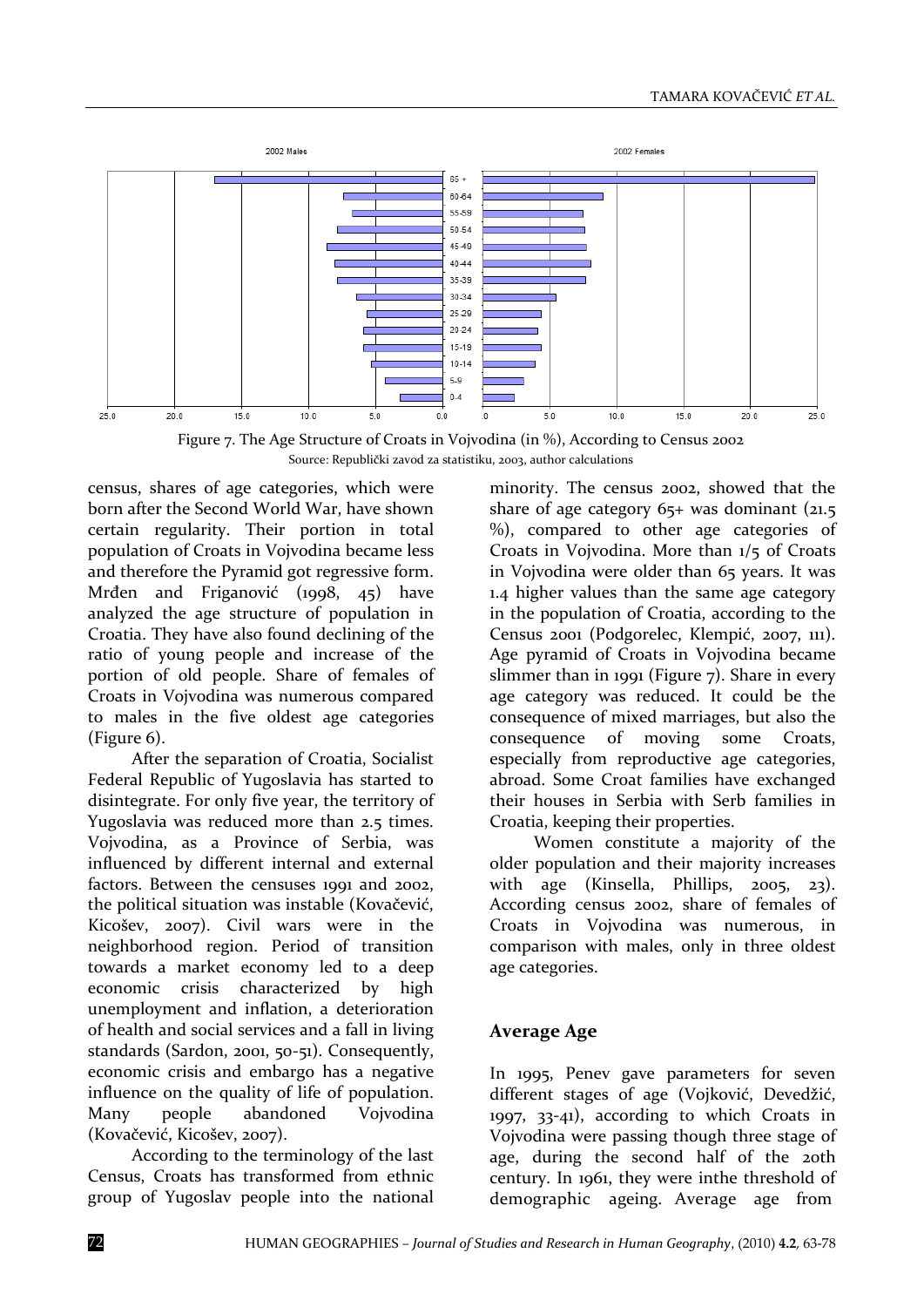Figure 7. The Age Structure of Croats in Vojvodina (in %), According to Census 2002

Source: Republički zavod za statistiku, 2003, author calculations

census, shares of age categories, which were born after the Second World War, have shown certain regularity. Their portion in total population of Croats in Vojvodina became less and therefore the Pyramid got regressive form. Mrđen and Friganović (1998, 45) have analyzed the age structure of population in Croatia. They have also found declining of the ratio of young people and increase of the portion of old people. Share of females of Croats in Vojvodina was numerous compared to males in the five oldest age categories (Figure 6).

After the separation of Croatia, Socialist Federal Republic of Yugoslavia has started to disintegrate. For only five year, the territory of Yugoslavia was reduced more than 2.5 times. Vojvodina, as a Province of Serbia, was influenced by different internal and external factors. Between the censuses 1991 and 2002, the political situation was instable (Kovačević, Kicošev, 2007). Civil wars were in the neighborhood region. Period of transition towards a market economy led to a deep economic crisis characterized by high unemployment and inflation, a deterioration of health and social services and a fall in living standards (Sardon, 2001, 50-51). Consequently, economic crisis and embargo has a negative influence on the quality of life of population. Many people abandoned Vojvodina (Kovačević, Kicošev, 2007).

According to the terminology of the last Census, Croats has transformed from ethnic group of Yugoslav people into the national minority. The census 2002, showed that the share of age category 65+ was dominant (21.5 %), compared to other age categories of Croats in Vojvodina. More than 1/5 of Croats in Vojvodina were older than 65 years. It was 1.4 higher values than the same age category in the population of Croatia, according to the Census 2001 (Podgorelec, Klempić, 2007, 111). Age pyramid of Croats in Vojvodina became slimmer than in 1991 (Figure 7). Share in every age category was reduced. It could be the consequence of mixed marriages, but also the consequence of moving some Croats, especially from reproductive age categories, abroad. Some Croat families have exchanged their houses in Serbia with Serb families in Croatia, keeping their properties.

Women constitute a majority of the older population and their majority increases with age (Kinsella, Phillips, 2005, 23). According census 2002, share of females of Croats in Vojvodina was numerous, in comparison with males, only in three oldest age categories.

## Average Age

In 1995, Penev gave parameters for seven different stages of age (Vojković, Devedžić, 1997, 33-41), according to which Croats in Vojvodina were passing though three stage of age, during the second half of the 20th century. In 1961, they were inthe threshold of demographic ageing. Average age from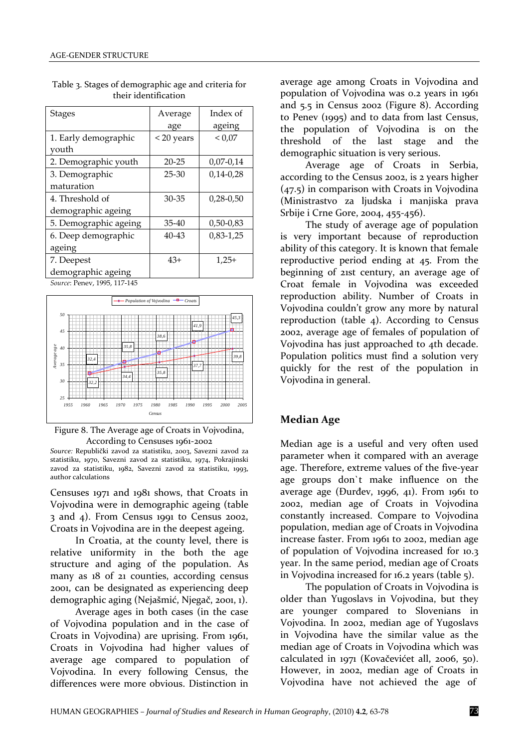Table 3. Stages of demographic age and criteria for their identification

| Stages | Average age | Index of ageing |
|---|---|---|
| 1. Early demographic youth | < 20 years | < 0,07 |
| 2. Demographic youth | 20-25 | 0,07-0,14 |
| 3. Demographic maturation | 25-30 | 0,14-0,28 |
| 4. Threshold of demographic ageing | 30-35 | 0,28-0,50 |
| 5. Demographic ageing | 35-40 | 0,50-0,83 |
| 6. Deep demographic ageing | 40-43 | 0,83-1,25 |
| 7. Deepest demographic ageing | 43+ | 1,25+ |

*Source*: Penev, 1995, 117-145

Figure 8. The Average age of Croats in Vojvodina, According to Censuses 1961-2002

*Source:* Republički zavod za statistiku, 2003, Savezni zavod za statistiku, 1970, Savezni zavod za statistiku, 1974, Pokrajinski zavod za statistiku, 1982, Savezni zavod za statistiku, 1993, author calculations

Censuses 1971 and 1981 shows, that Croats in Vojvodina were in demographic ageing (table 3 and 4). From Census 1991 to Census 2002, Croats in Vojvodina are in the deepest ageing.

In Croatia, at the county level, there is relative uniformity in the both the age structure and aging of the population. As many as 18 of 21 counties, according census 2001, can be designated as experiencing deep demographic aging (Nejašmić, Njegač, 2001, 1).

Average ages in both cases (in the case of Vojvodina population and in the case of Croats in Vojvodina) are uprising. From 1961, Croats in Vojvodina had higher values of average age compared to population of Vojvodina. In every following Census, the differences were more obvious. Distinction in average age among Croats in Vojvodina and population of Vojvodina was 0.2 years in 1961 and 5.5 in Census 2002 (Figure 8). According to Penev (1995) and to data from last Census, the population of Vojvodina is on the threshold of the last stage and the demographic situation is very serious.

Average age of Croats in Serbia, according to the Census 2002, is 2 years higher (47.5) in comparison with Croats in Vojvodina (Ministrastvo za ljudska i manjiska prava Srbije i Crne Gore, 2004, 455-456).

The study of average age of population is very important because of reproduction ability of this category. It is known that female reproductive period ending at 45. From the beginning of 21st century, an average age of Croat female in Vojvodina was exceeded reproduction ability. Number of Croats in Vojvodina couldn't grow any more by natural reproduction (table 4). According to Census 2002, average age of females of population of Vojvodina has just approached to 4th decade. Population politics must find a solution very quickly for the rest of the population in Vojvodina in general.

## Median Age

Median age is a useful and very often used parameter when it compared with an average age. Therefore, extreme values of the five-year age groups don`t make influence on the average age (Đurđev, 1996, 41). From 1961 to 2002, median age of Croats in Vojvodina constantly increased. Compare to Vojvodina population, median age of Croats in Vojvodina increase faster. From 1961 to 2002, median age of population of Vojvodina increased for 10.3 year. In the same period, median age of Croats in Vojvodina increased for 16.2 years (table 5).

The population of Croats in Vojvodina is older than Yugoslavs in Vojvodina, but they are younger compared to Slovenians in Vojvodina. In 2002, median age of Yugoslavs in Vojvodina have the similar value as the median age of Croats in Vojvodina which was calculated in 1971 (Kovačevićet all, 2006, 50). However, in 2002, median age of Croats in Vojvodina have not achieved the age of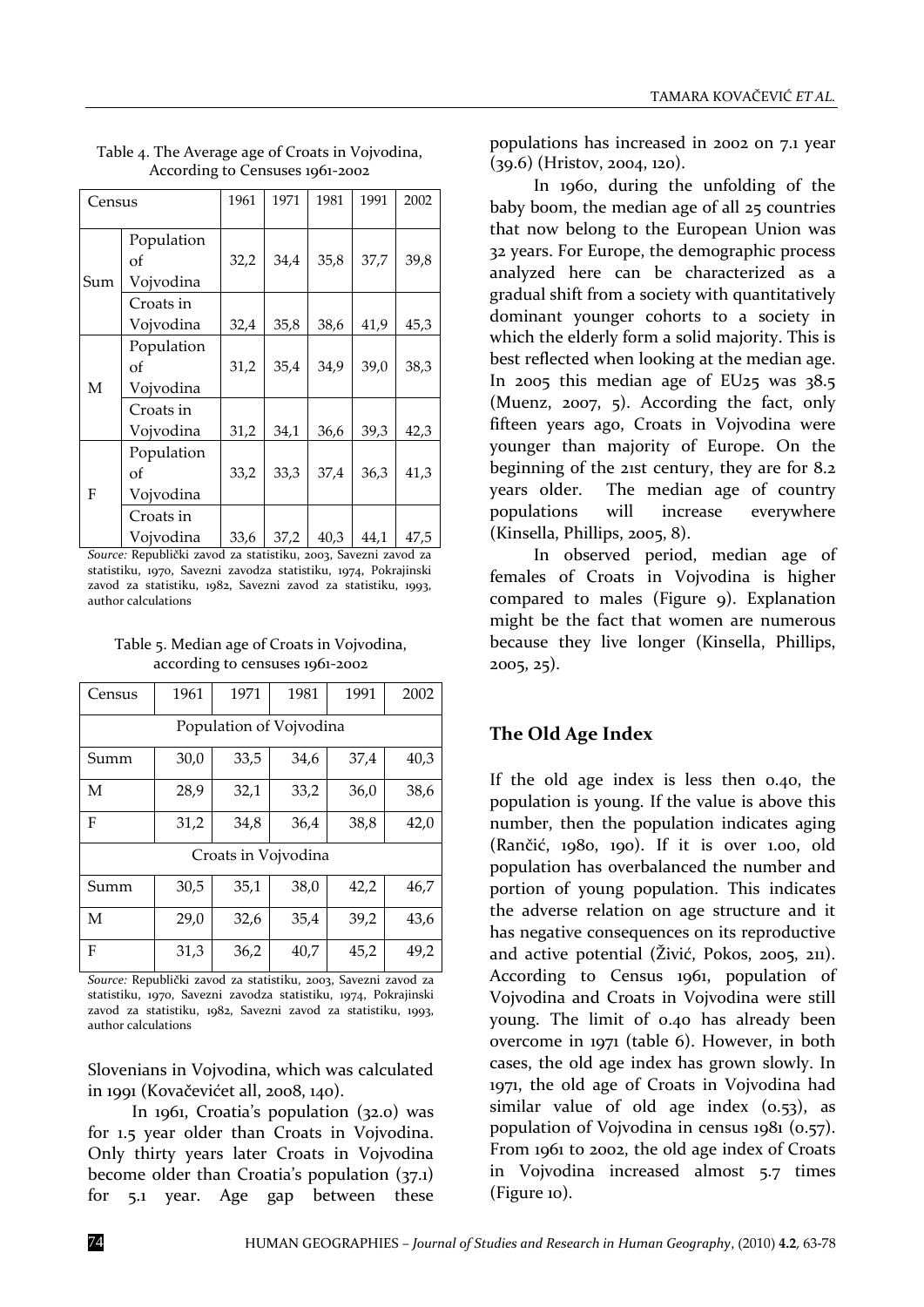Table 4. The Average age of Croats in Vojvodina, According to Censuses 1961-2002

| Census | | 1961 | 1971 | 1981 | 1991 | 2002 |
|---|---|---|---|---|---|---|
| Sum | Population of Vojvodina | 32,2 | 34,4 | 35,8 | 37,7 | 39,8 |
| | Croats in Vojvodina | 32,4 | 35,8 | 38,6 | 41,9 | 45,3 |
| M | Population of Vojvodina | 31,2 | 35,4 | 34,9 | 39,0 | 38,3 |
| | Croats in Vojvodina | 31,2 | 34,1 | 36,6 | 39,3 | 42,3 |
| F | Population of Vojvodina | 33,2 | 33,3 | 37,4 | 36,3 | 41,3 |
| | Croats in Vojvodina | 33,6 | 37,2 | 40,3 | 44,1 | 47,5 |

*Source:* Republički zavod za statistiku, 2003, Savezni zavod za statistiku, 1970, Savezni zavodza statistiku, 1974, Pokrajinski zavod za statistiku, 1982, Savezni zavod za statistiku, 1993, author calculations

Table 5. Median age of Croats in Vojvodina, according to censuses 1961-2002

| Census | 1961 | 1971 | 1981 | 1991 | 2002 |
|---|---|---|---|---|---|
| Population of Vojvodina | | | | | |
| Summ | 30,0 | 33,5 | 34,6 | 37,4 | 40,3 |
| M | 28,9 | 32,1 | 33,2 | 36,0 | 38,6 |
| F | 31,2 | 34,8 | 36,4 | 38,8 | 42,0 |
| Croats in Vojvodina | | | | | |
| Summ | 30,5 | 35,1 | 38,0 | 42,2 | 46,7 |
| M | 29,0 | 32,6 | 35,4 | 39,2 | 43,6 |
| F | 31,3 | 36,2 | 40,7 | 45,2 | 49,2 |

*Source:* Republički zavod za statistiku, 2003, Savezni zavod za statistiku, 1970, Savezni zavodza statistiku, 1974, Pokrajinski zavod za statistiku, 1982, Savezni zavod za statistiku, 1993, author calculations

Slovenians in Vojvodina, which was calculated in 1991 (Kovačevićet all, 2008, 140).

In 1961, Croatia's population (32.0) was for 1.5 year older than Croats in Vojvodina. Only thirty years later Croats in Vojvodina become older than Croatia's population (37.1) for 5.1 year. Age gap between these populations has increased in 2002 on 7.1 year (39.6) (Hristov, 2004, 120).

In 1960, during the unfolding of the baby boom, the median age of all 25 countries that now belong to the European Union was 32 years. For Europe, the demographic process analyzed here can be characterized as a gradual shift from a society with quantitatively dominant younger cohorts to a society in which the elderly form a solid majority. This is best reflected when looking at the median age. In 2005 this median age of EU25 was 38.5 (Muenz, 2007, 5). According the fact, only fifteen years ago, Croats in Vojvodina were younger than majority of Europe. On the beginning of the 21st century, they are for 8.2 years older. The median age of country populations will increase everywhere (Kinsella, Phillips, 2005, 8).

In observed period, median age of females of Croats in Vojvodina is higher compared to males (Figure 9). Explanation might be the fact that women are numerous because they live longer (Kinsella, Phillips, 2005, 25).

## The Old Age Index

If the old age index is less then 0.40, the population is young. If the value is above this number, then the population indicates aging (Rančić, 1980, 190). If it is over 1.00, old population has overbalanced the number and portion of young population. This indicates the adverse relation on age structure and it has negative consequences on its reproductive and active potential (Živić, Pokos, 2005, 211). According to Census 1961, population of Vojvodina and Croats in Vojvodina were still young. The limit of 0.40 has already been overcome in 1971 (table 6). However, in both cases, the old age index has grown slowly. In 1971, the old age of Croats in Vojvodina had similar value of old age index (0.53), as population of Vojvodina in census 1981 (0.57). From 1961 to 2002, the old age index of Croats in Vojvodina increased almost 5.7 times (Figure 10).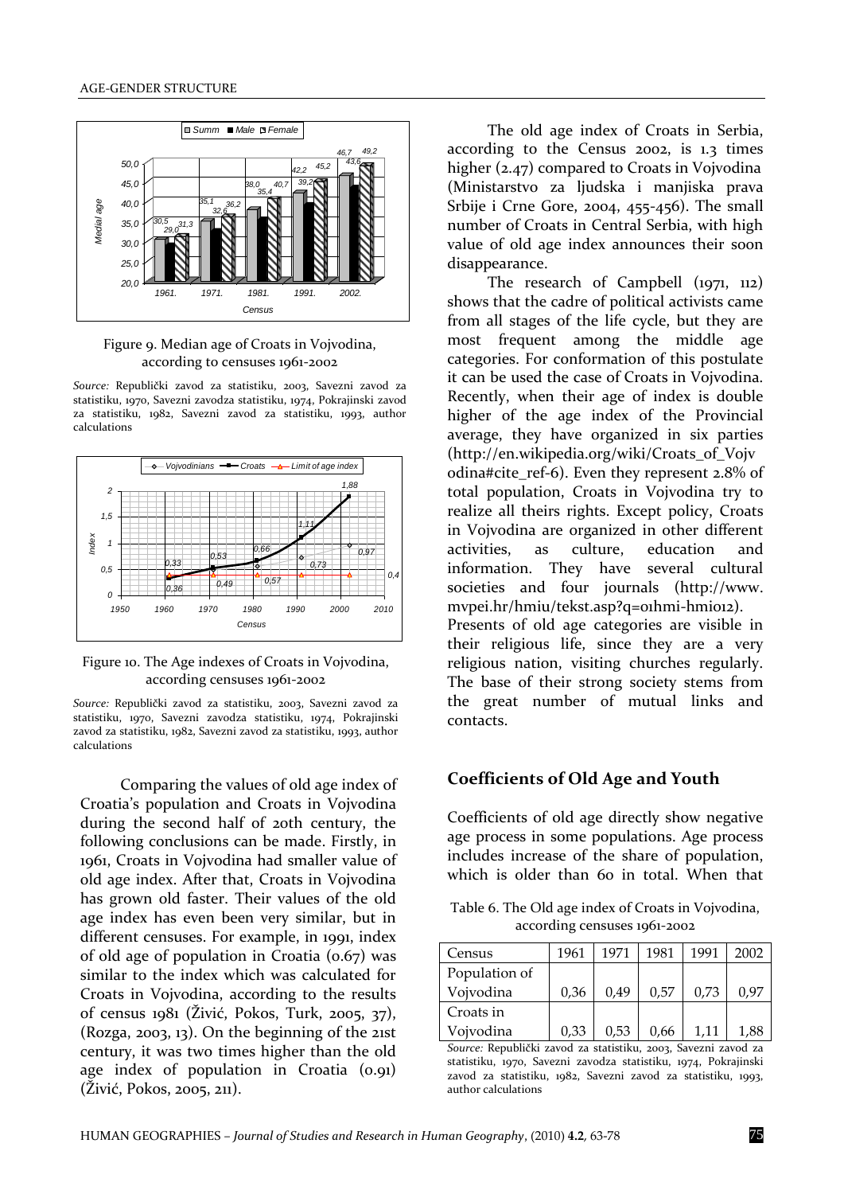Figure 9. Median age of Croats in Vojvodina, according to censuses 1961-2002

*Source:* Republički zavod za statistiku, 2003, Savezni zavod za statistiku, 1970, Savezni zavodza statistiku, 1974, Pokrajinski zavod za statistiku, 1982, Savezni zavod za statistiku, 1993, author calculations

Figure 10. The Age indexes of Croats in Vojvodina, according censuses 1961-2002

*Source:* Republički zavod za statistiku, 2003, Savezni zavod za statistiku, 1970, Savezni zavodza statistiku, 1974, Pokrajinski zavod za statistiku, 1982, Savezni zavod za statistiku, 1993, author calculations

Comparing the values of old age index of Croatia's population and Croats in Vojvodina during the second half of 20th century, the following conclusions can be made. Firstly, in 1961, Croats in Vojvodina had smaller value of old age index. After that, Croats in Vojvodina has grown old faster. Their values of the old age index has even been very similar, but in different censuses. For example, in 1991, index of old age of population in Croatia (0.67) was similar to the index which was calculated for Croats in Vojvodina, according to the results of census 1981 (Živić, Pokos, Turk, 2005, 37), (Rozga, 2003, 13). On the beginning of the 21st century, it was two times higher than the old age index of population in Croatia (0.91) (Živić, Pokos, 2005, 211).

The old age index of Croats in Serbia, according to the Census 2002, is 1.3 times higher (2.47) compared to Croats in Vojvodina (Ministarstvo za ljudska i manjiska prava Srbije i Crne Gore, 2004, 455-456). The small number of Croats in Central Serbia, with high value of old age index announces their soon disappearance.

The research of Campbell (1971, 112) shows that the cadre of political activists came from all stages of the life cycle, but they are most frequent among the middle age categories. For conformation of this postulate it can be used the case of Croats in Vojvodina. Recently, when their age of index is double higher of the age index of the Provincial average, they have organized in six parties (http://en.wikipedia.org/wiki/Croats_of_Vojvodina#cite_ref-6). Even they represent 2.8% of total population, Croats in Vojvodina try to realize all theirs rights. Except policy, Croats in Vojvodina are organized in other different activities, as culture, education and information. They have several cultural societies and four journals (http://www.mvpei.hr/hmiu/tekst.asp?q=01hmi-hmi012). Presents of old age categories are visible in their religious life, since they are a very religious nation, visiting churches regularly. The base of their strong society stems from the great number of mutual links and contacts.

## Coefficients of Old Age and Youth

Coefficients of old age directly show negative age process in some populations. Age process includes increase of the share of population, which is older than 60 in total. When that

Table 6. The Old age index of Croats in Vojvodina, according censuses 1961-2002

| Census | 1961 | 1971 | 1981 | 1991 | 2002 |
|---|---|---|---|---|---|
| Population of Vojvodina | 0,36 | 0,49 | 0,57 | 0,73 | 0,97 |
| Croats in Vojvodina | 0,33 | 0,53 | 0,66 | 1,11 | 1,88 |

*Source:* Republički zavod za statistiku, 2003, Savezni zavod za statistiku, 1970, Savezni zavodza statistiku, 1974, Pokrajinski zavod za statistiku, 1982, Savezni zavod za statistiku, 1993, author calculations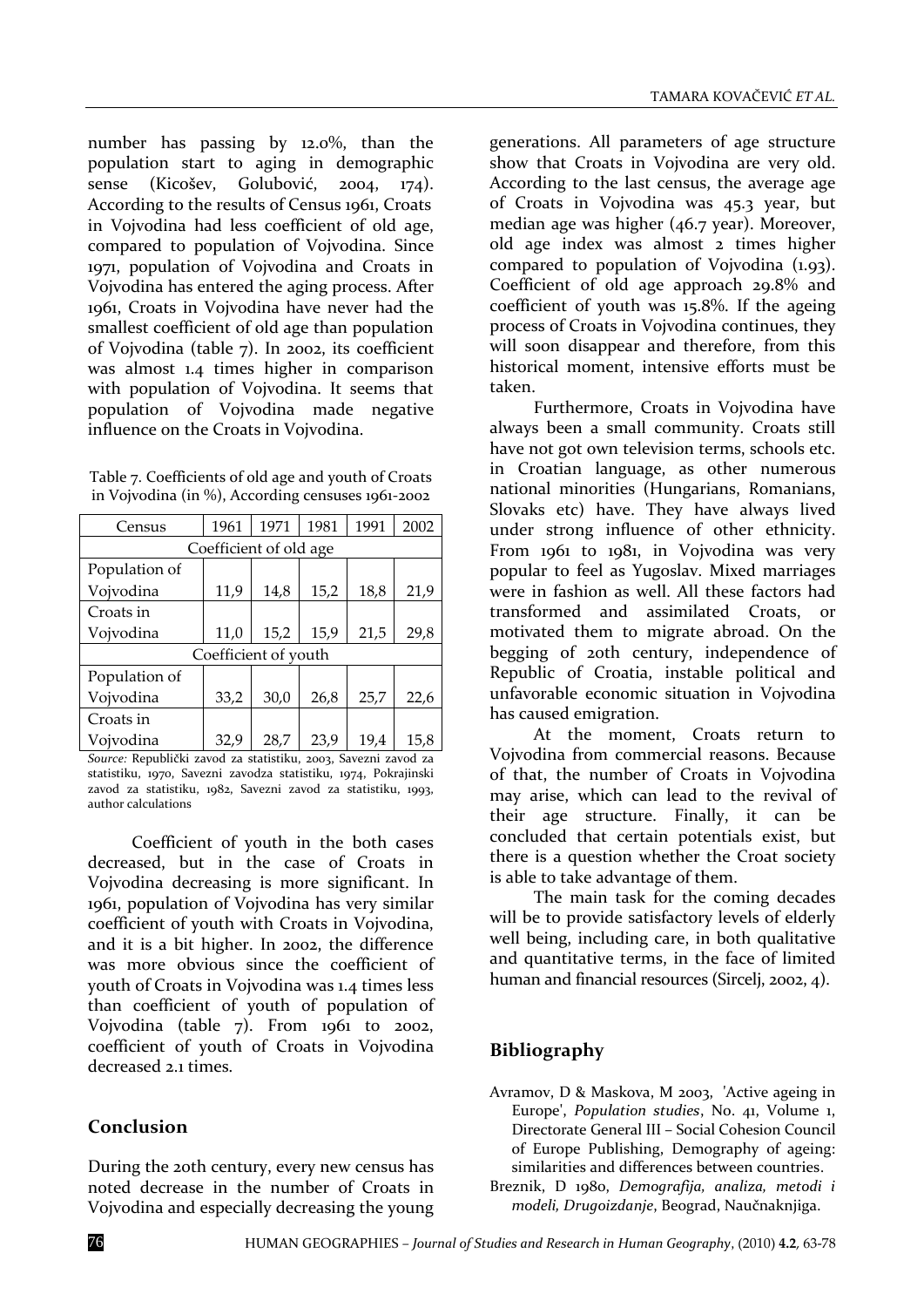number has passing by 12.0%, than the population start to aging in demographic sense (Kicošev, Golubović, 2004, 174). According to the results of Census 1961, Croats in Vojvodina had less coefficient of old age, compared to population of Vojvodina. Since 1971, population of Vojvodina and Croats in Vojvodina has entered the aging process. After 1961, Croats in Vojvodina have never had the smallest coefficient of old age than population of Vojvodina (table 7). In 2002, its coefficient was almost 1.4 times higher in comparison with population of Vojvodina. It seems that population of Vojvodina made negative influence on the Croats in Vojvodina.

Table 7. Coefficients of old age and youth of Croats in Vojvodina (in %), According censuses 1961-2002

| Census | 1961 | 1971 | 1981 | 1991 | 2002 |
|---|---|---|---|---|---|
| Coefficient of old age | | | | | |
| Population of Vojvodina | 11,9 | 14,8 | 15,2 | 18,8 | 21,9 |
| Croats in Vojvodina | 11,0 | 15,2 | 15,9 | 21,5 | 29,8 |
| Coefficient of youth | | | | | |
| Population of Vojvodina | 33,2 | 30,0 | 26,8 | 25,7 | 22,6 |
| Croats in Vojvodina | 32,9 | 28,7 | 23,9 | 19,4 | 15,8 |

*Source:* Republički zavod za statistiku, 2003, Savezni zavod za statistiku, 1970, Savezni zavodza statistiku, 1974, Pokrajinski zavod za statistiku, 1982, Savezni zavod za statistiku, 1993, author calculations

Coefficient of youth in the both cases decreased, but in the case of Croats in Vojvodina decreasing is more significant. In 1961, population of Vojvodina has very similar coefficient of youth with Croats in Vojvodina, and it is a bit higher. In 2002, the difference was more obvious since the coefficient of youth of Croats in Vojvodina was 1.4 times less than coefficient of youth of population of Vojvodina (table 7). From 1961 to 2002, coefficient of youth of Croats in Vojvodina decreased 2.1 times.

## Conclusion

During the 20th century, every new census has noted decrease in the number of Croats in Vojvodina and especially decreasing the young generations. All parameters of age structure show that Croats in Vojvodina are very old. According to the last census, the average age of Croats in Vojvodina was 45.3 year, but median age was higher (46.7 year). Moreover, old age index was almost 2 times higher compared to population of Vojvodina (1.93). Coefficient of old age approach 29.8% and coefficient of youth was 15.8%. If the ageing process of Croats in Vojvodina continues, they will soon disappear and therefore, from this historical moment, intensive efforts must be taken.

Furthermore, Croats in Vojvodina have always been a small community. Croats still have not got own television terms, schools etc. in Croatian language, as other numerous national minorities (Hungarians, Romanians, Slovaks etc) have. They have always lived under strong influence of other ethnicity. From 1961 to 1981, in Vojvodina was very popular to feel as Yugoslav. Mixed marriages were in fashion as well. All these factors had transformed and assimilated Croats, or motivated them to migrate abroad. On the begging of 20th century, independence of Republic of Croatia, instable political and unfavorable economic situation in Vojvodina has caused emigration.

At the moment, Croats return to Vojvodina from commercial reasons. Because of that, the number of Croats in Vojvodina may arise, which can lead to the revival of their age structure. Finally, it can be concluded that certain potentials exist, but there is a question whether the Croat society is able to take advantage of them.

The main task for the coming decades will be to provide satisfactory levels of elderly well being, including care, in both qualitative and quantitative terms, in the face of limited human and financial resources (Sircelj, 2002, 4).

## Bibliography

Avramov, D & Maskova, M 2003, 'Active ageing in Europe', *Population studies*, No. 41, Volume 1, Directorate General III – Social Cohesion Council of Europe Publishing, Demography of ageing: similarities and differences between countries.

Breznik, D 1980, *Demografija, analiza, metodi i modeli, Drugoizdanje*, Beograd, Naučnaknjiga.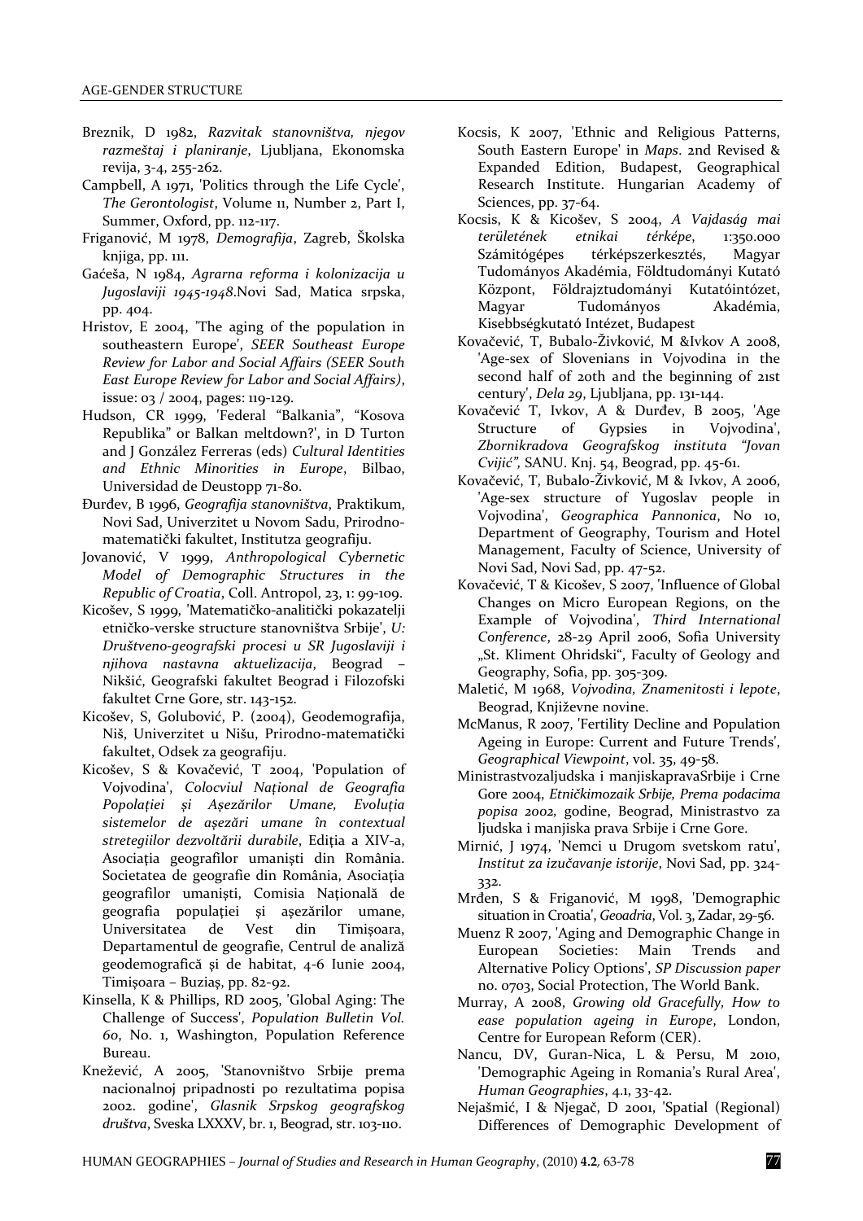Breznik, D 1982, *Razvitak stanovništva, njegov razmeštaj i planiranje*, Ljubljana, Ekonomska revija, 3-4, 255-262.

Campbell, A 1971, 'Politics through the Life Cycle', *The Gerontologist*, Volume 11, Number 2, Part I, Summer, Oxford, pp. 112-117.

Friganović, M 1978, *Demografija*, Zagreb, Školska knjiga, pp. 111.

Gaćeša, N 1984, *Agrarna reforma i kolonizacija u Jugoslaviji 1945-1948*.Novi Sad, Matica srpska, pp. 404.

Hristov, E 2004, 'The aging of the population in southeastern Europe', *SEER Southeast Europe Review for Labor and Social Affairs (SEER South East Europe Review for Labor and Social Affairs)*, issue: 03 / 2004, pages: 119-129.

Hudson, CR 1999, 'Federal "Balkania", "Kosova Republika" or Balkan meltdown?', in D Turton and J González Ferreras (eds) *Cultural Identities and Ethnic Minorities in Europe*, Bilbao, Universidad de Deustopp 71-80.

Đurđev, B 1996, *Geografija stanovništva*, Praktikum, Novi Sad, Univerzitet u Novom Sadu, Prirodno-matematički fakultet, Institutza geografiju.

Jovanović, V 1999, *Anthropological Cybernetic Model of Demographic Structures in the Republic of Croatia*, Coll. Antropol, 23, 1: 99-109.

Kicošev, S 1999, 'Matematičko-analitički pokazatelji etničko-verske structure stanovništva Srbije', *U: Društveno-geografski procesi u SR Jugoslaviji i njihova nastavna aktuelizacija*, Beograd – Nikšić, Geografski fakultet Beograd i Filozofski fakultet Crne Gore, str. 143-152.

Kicošev, S, Golubović, P. (2004), Geodemografija, Niš, Univerzitet u Nišu, Prirodno-matematički fakultet, Odsek za geografiju.

Kicošev, S & Kovačević, T 2004, 'Population of Vojvodina', *Colocviul Național de Geografia Populației și Așezărilor Umane, Evoluția sistemelor de așezări umane în contextual stretegiilor dezvoltării durabile*, Ediția a XIV-a, Asociația geografilor umaniști din România. Societatea de geografie din România, Asociația geografilor umaniști, Comisia Națională de geografia populației și așezărilor umane, Universitatea de Vest din Timișoara, Departamentul de geografie, Centrul de analiză geodemografică și de habitat, 4-6 Iunie 2004, Timișoara – Buziaș, pp. 82-92.

Kinsella, K & Phillips, RD 2005, 'Global Aging: The Challenge of Success', *Population Bulletin Vol. 60*, No. 1, Washington, Population Reference Bureau.

Knežević, A 2005, 'Stanovništvo Srbije prema nacionalnoj pripadnosti po rezultatima popisa 2002. godine', *Glasnik Srpskog geografskog društva*, Sveska LXXXV, br. 1, Beograd, str. 103-110.

Kocsis, K 2007, 'Ethnic and Religious Patterns, South Eastern Europe' in *Maps*. 2nd Revised & Expanded Edition, Budapest, Geographical Research Institute. Hungarian Academy of Sciences, pp. 37-64.

Kocsis, K & Kicošev, S 2004, *A Vajdaság mai területének etnikai térképe*, 1:350.000 Számítógépes térképszerkesztés, Magyar Tudományos Akadémia, Földtudományi Kutató Központ, Földrajztudományi Kutatóintózet, Magyar Tudományos Akadémia, Kisebbségkutató Intézet, Budapest

Kovačević, T, Bubalo-Živković, M &Ivkov A 2008, 'Age-sex of Slovenians in Vojvodina in the second half of 20th and the beginning of 21st century', *Dela 29*, Ljubljana, pp. 131-144.

Kovačević T, Ivkov, A & Đurđev, B 2005, 'Age Structure of Gypsies in Vojvodina', *Zbornikradova Geografskog instituta "Jovan Cvijić"*, SANU. Knj. 54, Beograd, pp. 45-61.

Kovačević, T, Bubalo-Živković, M & Ivkov, A 2006, 'Age-sex structure of Yugoslav people in Vojvodina', *Geographica Pannonica*, No 10, Department of Geography, Tourism and Hotel Management, Faculty of Science, University of Novi Sad, Novi Sad, pp. 47-52.

Kovačević, T & Kicošev, S 2007, 'Influence of Global Changes on Micro European Regions, on the Example of Vojvodina', *Third International Conference*, 28-29 April 2006, Sofia University „St. Kliment Ohridski", Faculty of Geology and Geography, Sofia, pp. 305-309.

Maletić, M 1968, *Vojvodina, Znamenitosti i lepote*, Beograd, Književne novine.

McManus, R 2007, 'Fertility Decline and Population Ageing in Europe: Current and Future Trends', *Geographical Viewpoint*, vol. 35, 49-58.

Ministrastvozaljudska i manjiskapravaSrbije i Crne Gore 2004, *Etničkimozaik Srbije, Prema podacima popisa 2002,* godine, Beograd, Ministrastvo za ljudska i manjiska prava Srbije i Crne Gore.

Mirnić, J 1974, 'Nemci u Drugom svetskom ratu', *Institut za izučavanje istorije*, Novi Sad, pp. 324-332.

Mrđen, S & Friganović, M 1998, 'Demographic situation in Croatia', *Geoadria*, Vol. 3, Zadar, 29-56.

Muenz R 2007, 'Aging and Demographic Change in European Societies: Main Trends and Alternative Policy Options', *SP Discussion paper* no. 0703, Social Protection, The World Bank.

Murray, A 2008, *Growing old Gracefully, How to ease population ageing in Europe*, London, Centre for European Reform (CER).

Nancu, DV, Guran-Nica, L & Persu, M 2010, 'Demographic Ageing in Romania's Rural Area', *Human Geographies*, 4.1, 33-42.

Nejašmić, I & Njegač, D 2001, 'Spatial (Regional) Differences of Demographic Development of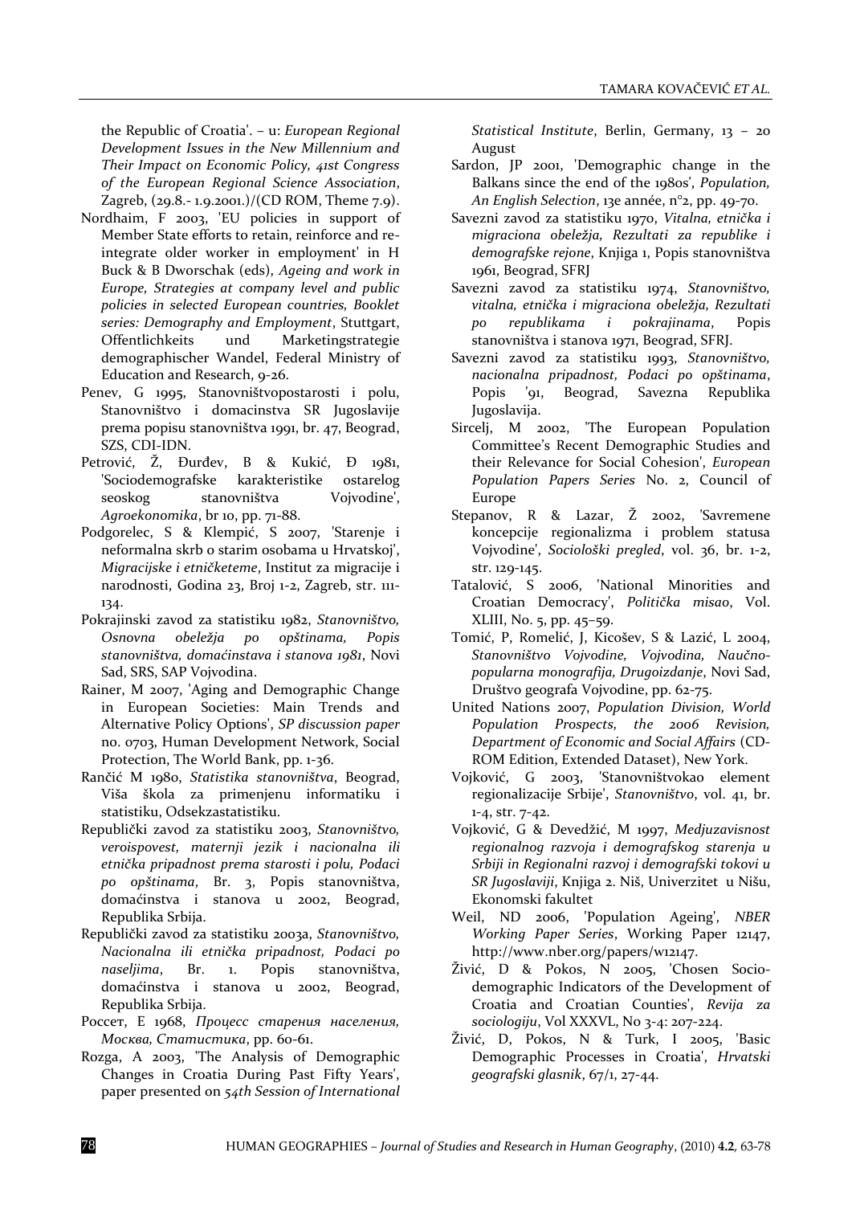the Republic of Croatia'. – u: *European Regional Development Issues in the New Millennium and Their Impact on Economic Policy, 41st Congress of the European Regional Science Association*, Zagreb, (29.8.- 1.9.2001.)/(CD ROM, Theme 7.9).

Nordhaim, F 2003, 'EU policies in support of Member State efforts to retain, reinforce and re-integrate older worker in employment' in H Buck & B Dworschak (eds), *Ageing and work in Europe, Strategies at company level and public policies in selected European countries, Booklet series: Demography and Employment*, Stuttgart, Offentlichkeits und Marketingstrategie demographischer Wandel, Federal Ministry of Education and Research, 9-26.

Penev, G 1995, Stanovništvopostarosti i polu, Stanovništvo i domacinstva SR Jugoslavije prema popisu stanovništva 1991, br. 47, Beograd, SZS, CDI-IDN.

Petrović, Ž, Đurđev, B & Kukić, Đ 1981, 'Sociodemografske karakteristike ostarelog seoskog stanovništva Vojvodine', *Agroekonomika*, br 10, pp. 71-88.

Podgorelec, S & Klempić, S 2007, 'Starenje i neformalna skrb o starim osobama u Hrvatskoj', *Migracijske i etničketeme*, Institut za migracije i narodnosti, Godina 23, Broj 1-2, Zagreb, str. 111-134.

Pokrajinski zavod za statistiku 1982, *Stanovništvo, Osnovna obeležja po opštinama, Popis stanovništva, domaćinstava i stanova 1981*, Novi Sad, SRS, SAP Vojvodina.

Rainer, M 2007, 'Aging and Demographic Change in European Societies: Main Trends and Alternative Policy Options', *SP discussion paper* no. 0703, Human Development Network, Social Protection, The World Bank, pp. 1-36.

Rančić M 1980, *Statistika stanovništva*, Beograd, Viša škola za primenjenu informatiku i statistiku, Odsekzastatistiku.

Republički zavod za statistiku 2003, *Stanovništvo, veroispovest, maternji jezik i nacionalna ili etnička pripadnost prema starosti i polu, Podaci po opštinama*, Br. 3, Popis stanovništva, domaćinstva i stanova u 2002, Beograd, Republika Srbija.

Republički zavod za statistiku 2003a, *Stanovništvo, Nacionalna ili etnička pripadnost, Podaci po naseljima*, Br. 1. Popis stanovništva, domaćinstva i stanova u 2002, Beograd, Republika Srbija.

Россет, Е 1968, *Процесс старения населения, Москва, Статистика*, pp. 60-61.

Rozga, A 2003, 'The Analysis of Demographic Changes in Croatia During Past Fifty Years', paper presented on *54th Session of International Statistical Institute*, Berlin, Germany, 13 – 20 August

Sardon, JP 2001, 'Demographic change in the Balkans since the end of the 1980s', *Population, An English Selection*, 13e année, n°2, pp. 49-70.

Savezni zavod za statistiku 1970, *Vitalna, etnička i migraciona obeležja, Rezultati za republike i demografske rejone*, Knjiga 1, Popis stanovništva 1961, Beograd, SFRJ

Savezni zavod za statistiku 1974, *Stanovništvo, vitalna, etnička i migraciona obeležja, Rezultati po republikama i pokrajinama*, Popis stanovništva i stanova 1971, Beograd, SFRJ.

Savezni zavod za statistiku 1993, *Stanovništvo, nacionalna pripadnost, Podaci po opštinama*, Popis '91, Beograd, Savezna Republika Jugoslavija.

Sircelj, M 2002, 'The European Population Committee's Recent Demographic Studies and their Relevance for Social Cohesion', *European Population Papers Series* No. 2, Council of Europe

Stepanov, R & Lazar, Ž 2002, 'Savremene koncepcije regionalizma i problem statusa Vojvodine', *Sociološki pregled*, vol. 36, br. 1-2, str. 129-145.

Tatalović, S 2006, 'National Minorities and Croatian Democracy', *Politička misao*, Vol. XLIII, No. 5, pp. 45–59.

Tomić, P, Romelić, J, Kicošev, S & Lazić, L 2004, *Stanovništvo Vojvodine, Vojvodina, Naučno-popularna monografija, Drugoizdanje*, Novi Sad, Društvo geografa Vojvodine, pp. 62-75.

United Nations 2007, *Population Division, World Population Prospects, the 2006 Revision, Department of Economic and Social Affairs* (CD-ROM Edition, Extended Dataset), New York.

Vojković, G 2003, 'Stanovništvokao element regionalizacije Srbije', *Stanovništvo*, vol. 41, br. 1-4, str. 7-42.

Vojković, G & Devedžić, M 1997, *Medjuzavisnost regionalnog razvoja i demografskog starenja u Srbiji in Regionalni razvoj i demografski tokovi u SR Jugoslaviji*, Knjiga 2. Niš, Univerzitet u Nišu, Ekonomski fakultet

Weil, ND 2006, 'Population Ageing', *NBER Working Paper Series*, Working Paper 12147, http://www.nber.org/papers/w12147.

Živić, D & Pokos, N 2005, 'Chosen Socio-demographic Indicators of the Development of Croatia and Croatian Counties', *Revija za sociologiju*, Vol XXXVL, No 3-4: 207-224.

Živić, D, Pokos, N & Turk, I 2005, 'Basic Demographic Processes in Croatia', *Hrvatski geografski glasnik*, 67/1, 27-44.